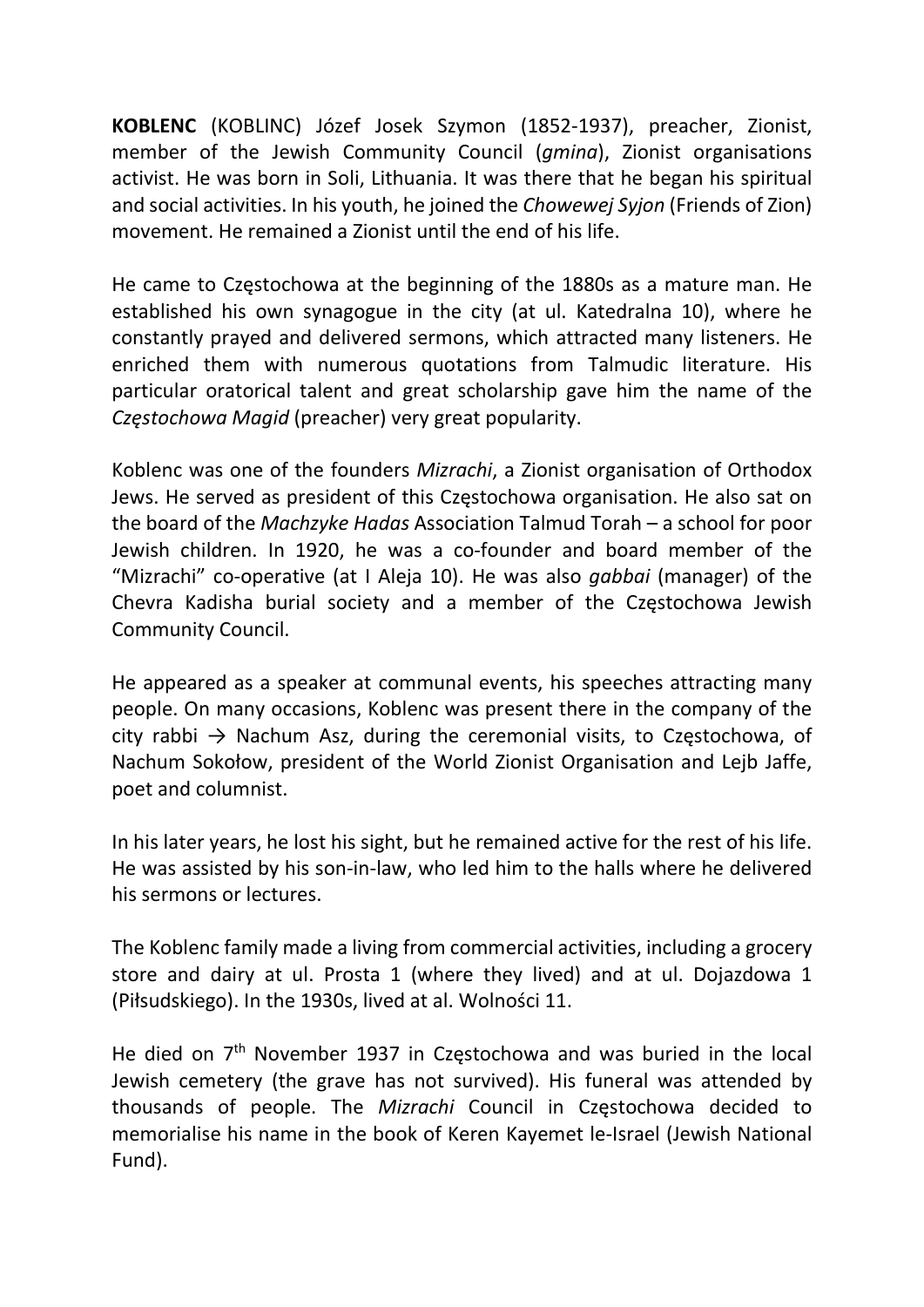**KOBLENC** (KOBLINC) Józef Josek Szymon (1852-1937), preacher, Zionist, member of the Jewish Community Council (*gmina*), Zionist organisations activist. He was born in Soli, Lithuania. It was there that he began his spiritual and social activities. In his youth, he joined the *Chowewej Syjon* (Friends of Zion) movement. He remained a Zionist until the end of his life.

He came to Częstochowa at the beginning of the 1880s as a mature man. He established his own synagogue in the city (at ul. Katedralna 10), where he constantly prayed and delivered sermons, which attracted many listeners. He enriched them with numerous quotations from Talmudic literature. His particular oratorical talent and great scholarship gave him the name of the *Częstochowa Magid* (preacher) very great popularity.

Koblenc was one of the founders *Mizrachi*, a Zionist organisation of Orthodox Jews. He served as president of this Częstochowa organisation. He also sat on the board of the *Machzyke Hadas* Association Talmud Torah – a school for poor Jewish children. In 1920, he was a co-founder and board member of the "Mizrachi" co-operative (at I Aleja 10). He was also *gabbai* (manager) of the Chevra Kadisha burial society and a member of the Częstochowa Jewish Community Council.

He appeared as a speaker at communal events, his speeches attracting many people. On many occasions, Koblenc was present there in the company of the city rabbi → Nachum Asz, during the ceremonial visits, to Częstochowa, of Nachum Sokołow, president of the World Zionist Organisation and Lejb Jaffe, poet and columnist.

In his later years, he lost his sight, but he remained active for the rest of his life. He was assisted by his son-in-law, who led him to the halls where he delivered his sermons or lectures.

The Koblenc family made a living from commercial activities, including a grocery store and dairy at ul. Prosta 1 (where they lived) and at ul. Dojazdowa 1 (Piłsudskiego). In the 1930s, lived at al. Wolności 11.

He died on 7th November 1937 in Częstochowa and was buried in the local Jewish cemetery (the grave has not survived). His funeral was attended by thousands of people. The *Mizrachi* Council in Częstochowa decided to memorialise his name in the book of Keren Kayemet le-Israel (Jewish National Fund).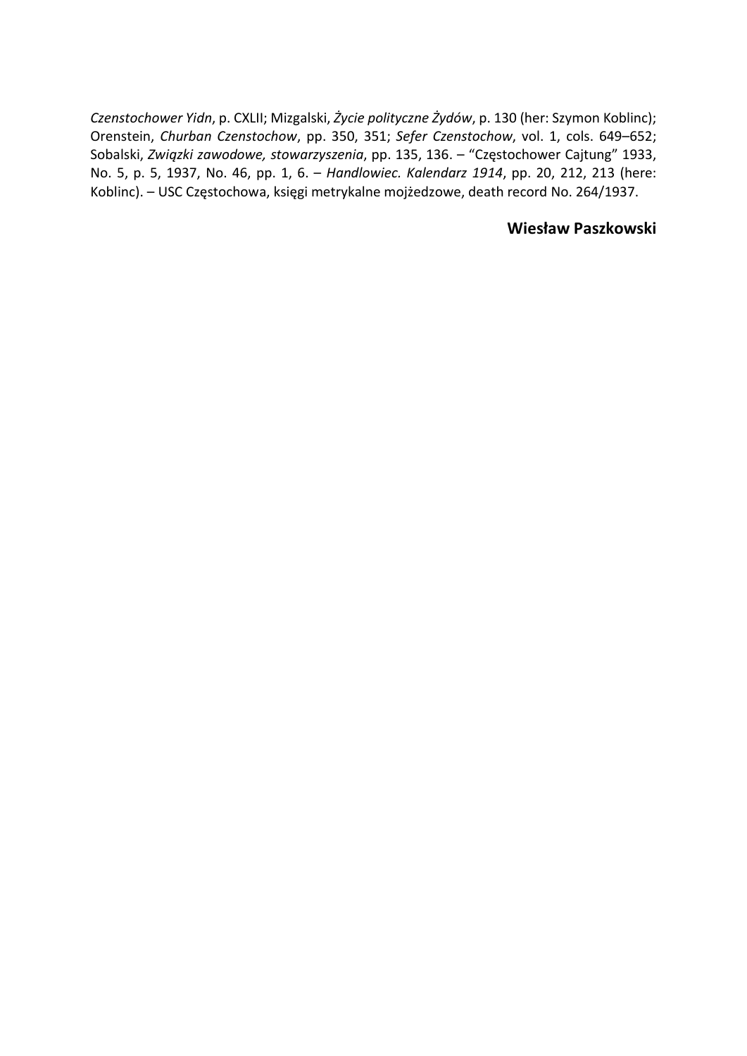*Czenstochower Yidn*, p. CXLII; Mizgalski, *Życie polityczne Żydów*, p. 130 (her: Szymon Koblinc); Orenstein, *Churban Czenstochow*, pp. 350, 351; *Sefer Czenstochow*, vol. 1, cols. 649–652; Sobalski, *Związki zawodowe, stowarzyszenia*, pp. 135, 136. – "Częstochower Cajtung" 1933, No. 5, p. 5, 1937, No. 46, pp. 1, 6. – *Handlowiec. Kalendarz 1914*, pp. 20, 212, 213 (here: Koblinc). – USC Częstochowa, księgi metrykalne mojżedzowe, death record No. 264/1937.

**Wiesław Paszkowski**